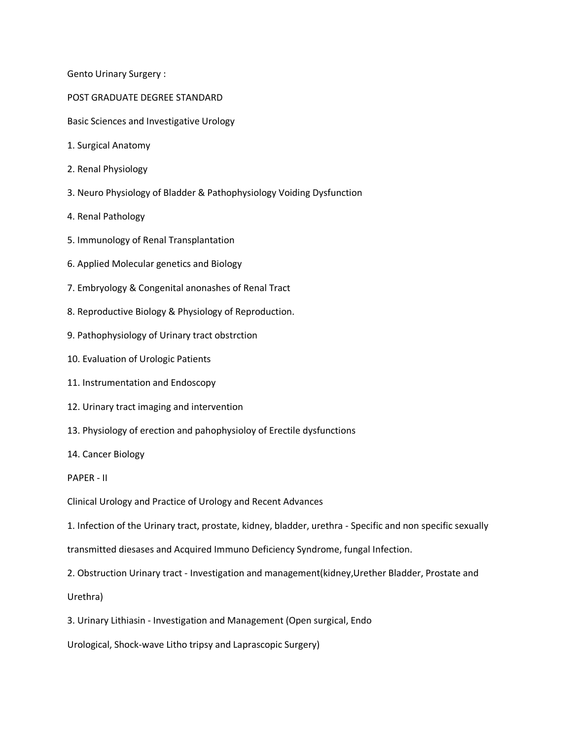Gento Urinary Surgery :

POST GRADUATE DEGREE STANDARD

Basic Sciences and Investigative Urology

1. Surgical Anatomy
2. Renal Physiology
3. Neuro Physiology of Bladder & Pathophysiology Voiding Dysfunction
4. Renal Pathology
5. Immunology of Renal Transplantation
6. Applied Molecular genetics and Biology
7. Embryology & Congenital anonashes of Renal Tract
8. Reproductive Biology & Physiology of Reproduction.
9. Pathophysiology of Urinary tract obstrction
10. Evaluation of Urologic Patients
11. Instrumentation and Endoscopy
12. Urinary tract imaging and intervention
13. Physiology of erection and pahophysioloy of Erectile dysfunctions
14. Cancer Biology

PAPER - II

Clinical Urology and Practice of Urology and Recent Advances

1. Infection of the Urinary tract, prostate, kidney, bladder, urethra - Specific and non specific sexually transmitted diesases and Acquired Immuno Deficiency Syndrome, fungal Infection.
2. Obstruction Urinary tract - Investigation and management(kidney,Urether Bladder, Prostate and Urethra)
3. Urinary Lithiasin - Investigation and Management (Open surgical, Endo Urological, Shock-wave Litho tripsy and Laprascopic Surgery)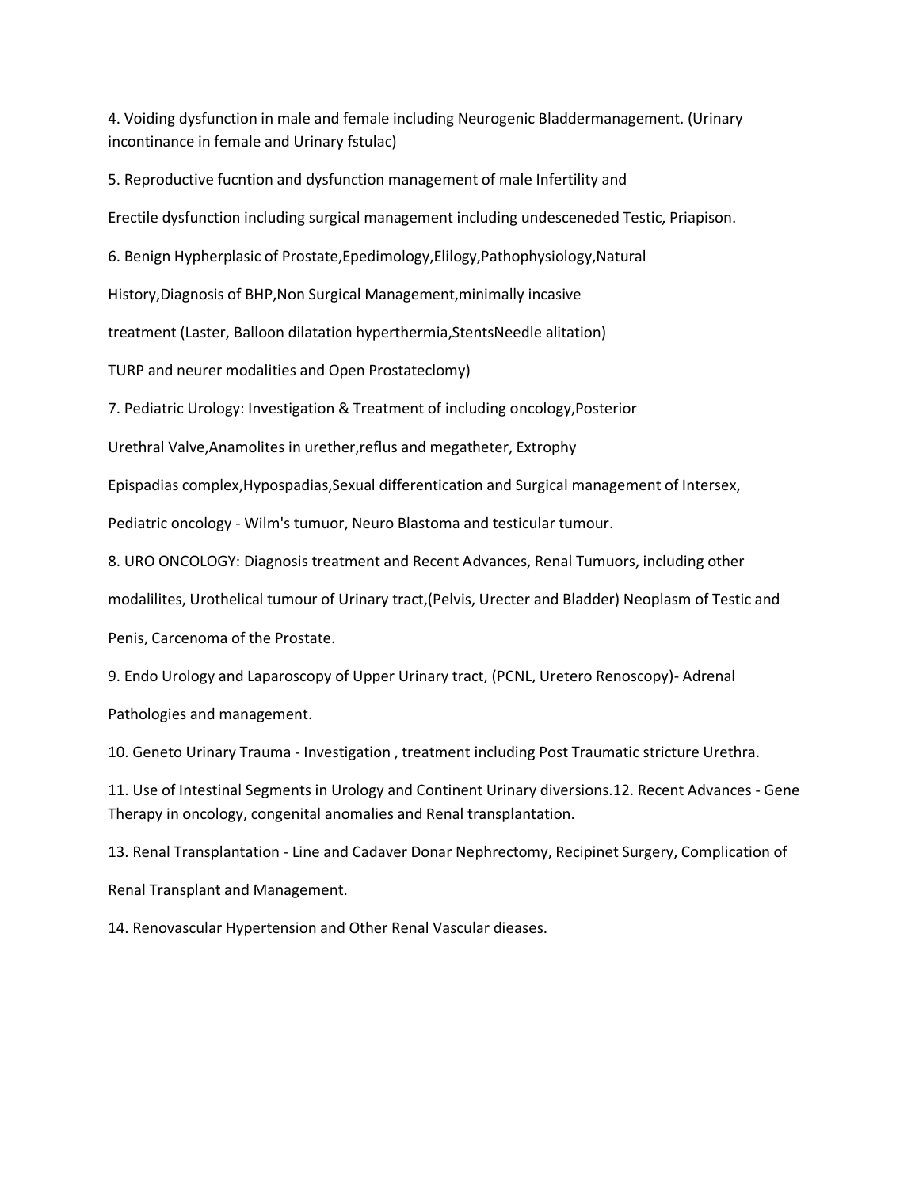4. Voiding dysfunction in male and female including Neurogenic Bladdermanagement. (Urinary incontinance in female and Urinary fstulac)

5. Reproductive fucntion and dysfunction management of male Infertility and

Erectile dysfunction including surgical management including undesceneded Testic, Priapison.

6. Benign Hypherplasic of Prostate,Epedimology,Elilogy,Pathophysiology,Natural

History,Diagnosis of BHP,Non Surgical Management,minimally incasive

treatment (Laster, Balloon dilatation hyperthermia,StentsNeedle alitation)

TURP and neurer modalities and Open Prostateclomy)

7. Pediatric Urology: Investigation & Treatment of including oncology,Posterior

Urethral Valve,Anamolites in urether,reflus and megatheter, Extrophy

Epispadias complex,Hypospadias,Sexual differentication and Surgical management of Intersex,

Pediatric oncology - Wilm's tumuor, Neuro Blastoma and testicular tumour.

8. URO ONCOLOGY: Diagnosis treatment and Recent Advances, Renal Tumuors, including other

modalilites, Urothelical tumour of Urinary tract,(Pelvis, Urecter and Bladder) Neoplasm of Testic and

Penis, Carcenoma of the Prostate.

9. Endo Urology and Laparoscopy of Upper Urinary tract, (PCNL, Uretero Renoscopy)- Adrenal

Pathologies and management.

10. Geneto Urinary Trauma - Investigation , treatment including Post Traumatic stricture Urethra.

11. Use of Intestinal Segments in Urology and Continent Urinary diversions.12. Recent Advances - Gene Therapy in oncology, congenital anomalies and Renal transplantation.

13. Renal Transplantation - Line and Cadaver Donar Nephrectomy, Recipinet Surgery, Complication of

Renal Transplant and Management.

14. Renovascular Hypertension and Other Renal Vascular dieases.